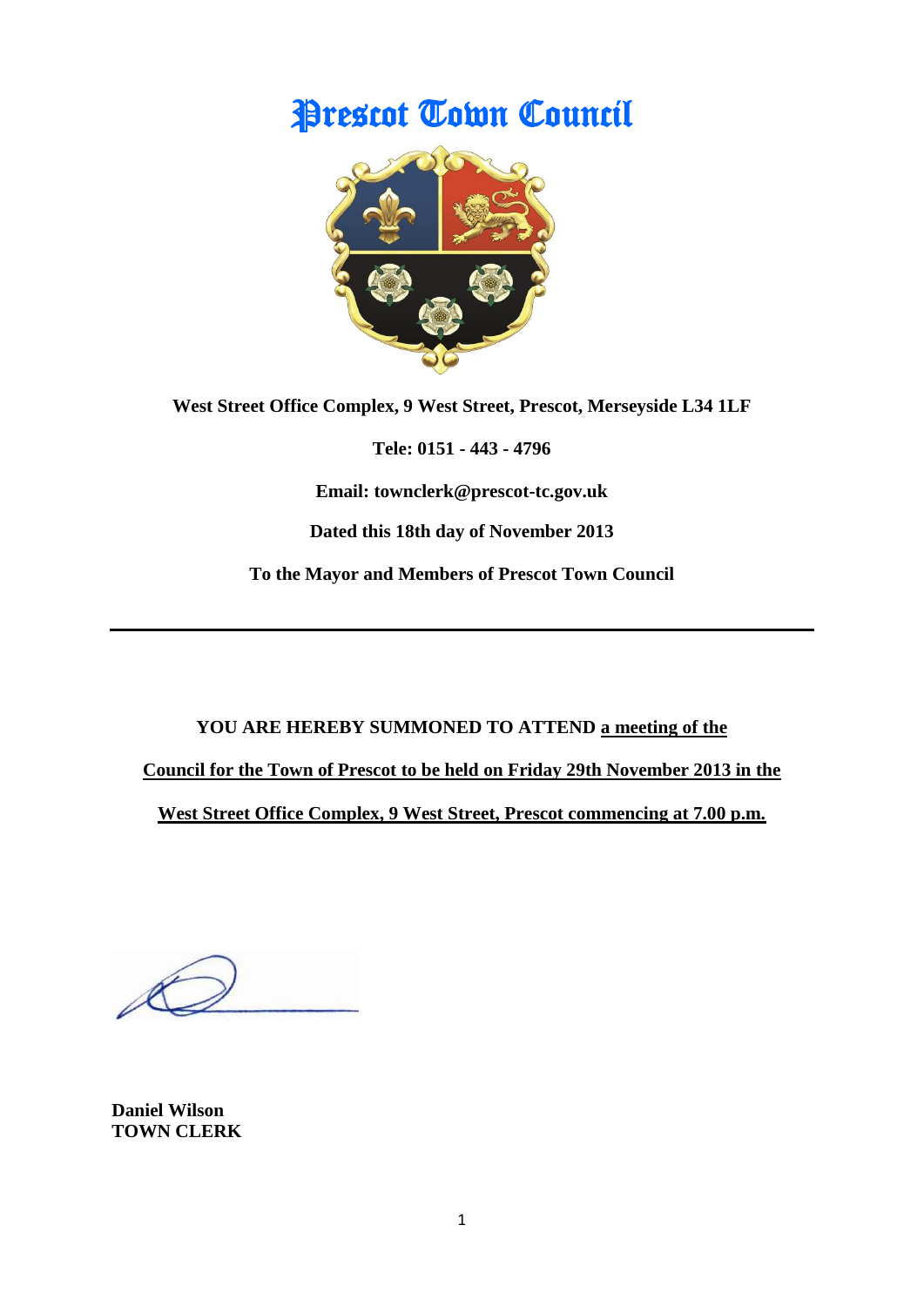# Prescot Town Council

**West Street Office Complex, 9 West Street, Prescot, Merseyside L34 1LF**

**Tele: 0151 - 443 - 4796**

**Email: townclerk@prescot-tc.gov.uk**

**Dated this 18th day of November 2013**

**To the Mayor and Members of Prescot Town Council**

---

**YOU ARE HEREBY SUMMONED TO ATTEND <u>a meeting of the Council for the Town of Prescot to be held on Friday 29th November 2013 in the West Street Office Complex, 9 West Street, Prescot commencing at 7.00 p.m.</u>**

**Daniel Wilson**
**TOWN CLERK**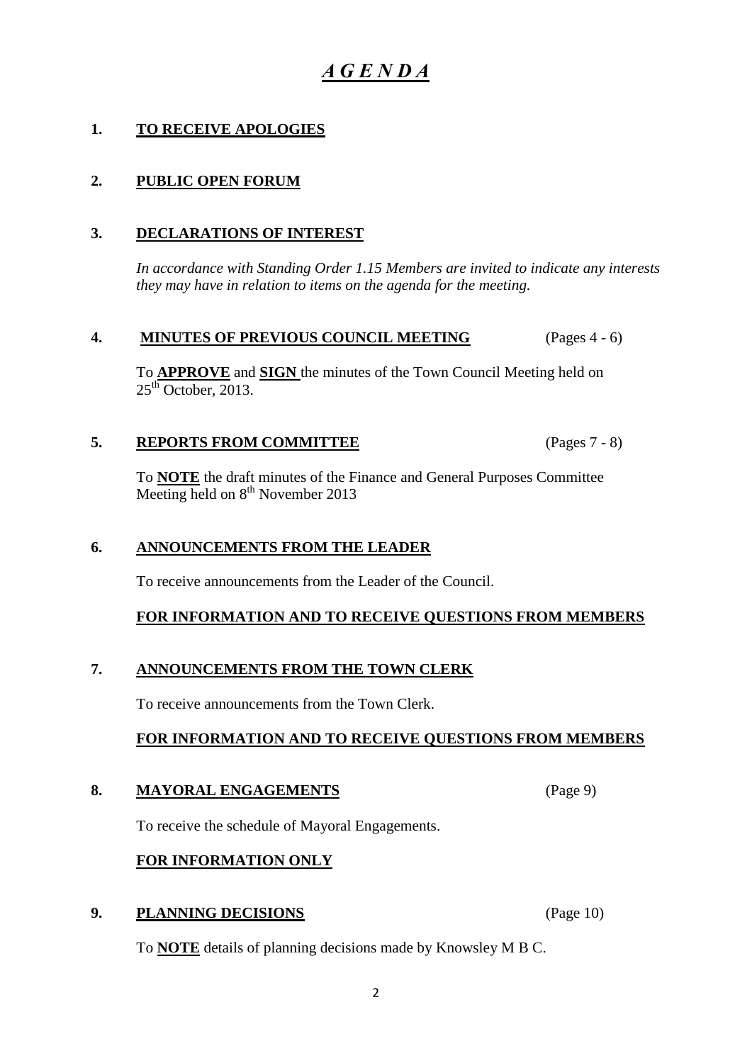# *A G E N D A*

## 1. TO RECEIVE APOLOGIES

## 2. PUBLIC OPEN FORUM

## 3. DECLARATIONS OF INTEREST

*In accordance with Standing Order 1.15 Members are invited to indicate any interests they may have in relation to items on the agenda for the meeting.*

## 4. MINUTES OF PREVIOUS COUNCIL MEETING (Pages 4 - 6)

To **APPROVE** and **SIGN** the minutes of the Town Council Meeting held on 25th October, 2013.

## 5. REPORTS FROM COMMITTEE (Pages 7 - 8)

To **NOTE** the draft minutes of the Finance and General Purposes Committee Meeting held on 8th November 2013

## 6. ANNOUNCEMENTS FROM THE LEADER

To receive announcements from the Leader of the Council.

**FOR INFORMATION AND TO RECEIVE QUESTIONS FROM MEMBERS**

## 7. ANNOUNCEMENTS FROM THE TOWN CLERK

To receive announcements from the Town Clerk.

**FOR INFORMATION AND TO RECEIVE QUESTIONS FROM MEMBERS**

## 8. MAYORAL ENGAGEMENTS (Page 9)

To receive the schedule of Mayoral Engagements.

**FOR INFORMATION ONLY**

## 9. PLANNING DECISIONS (Page 10)

To **NOTE** details of planning decisions made by Knowsley M B C.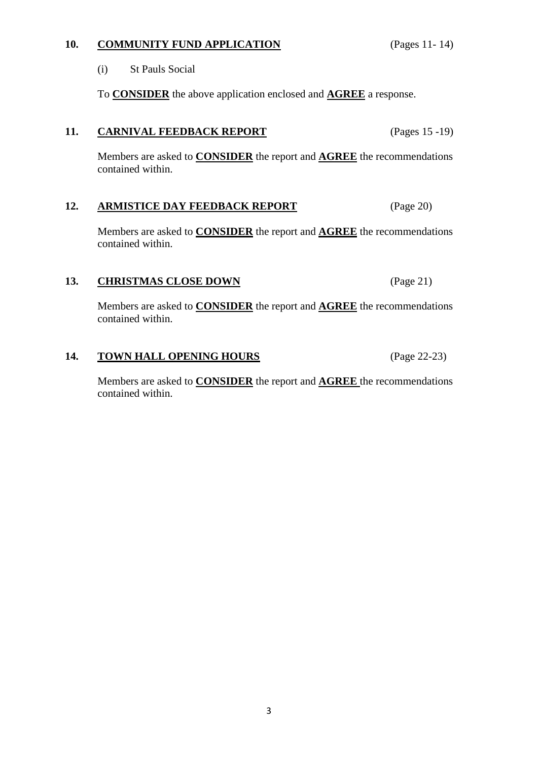**10. <u>COMMUNITY FUND APPLICATION</u>** (Pages 11- 14)

(i) St Pauls Social

To **<u>CONSIDER</u>** the above application enclosed and **<u>AGREE</u>** a response.

**11. <u>CARNIVAL FEEDBACK REPORT</u>** (Pages 15 -19)

Members are asked to **<u>CONSIDER</u>** the report and **<u>AGREE</u>** the recommendations contained within.

**12. <u>ARMISTICE DAY FEEDBACK REPORT</u>** (Page 20)

Members are asked to **<u>CONSIDER</u>** the report and **<u>AGREE</u>** the recommendations contained within.

**13. <u>CHRISTMAS CLOSE DOWN</u>** (Page 21)

Members are asked to **<u>CONSIDER</u>** the report and **<u>AGREE</u>** the recommendations contained within.

**14. <u>TOWN HALL OPENING HOURS</u>** (Page 22-23)

Members are asked to **<u>CONSIDER</u>** the report and **<u>AGREE</u>** the recommendations contained within.